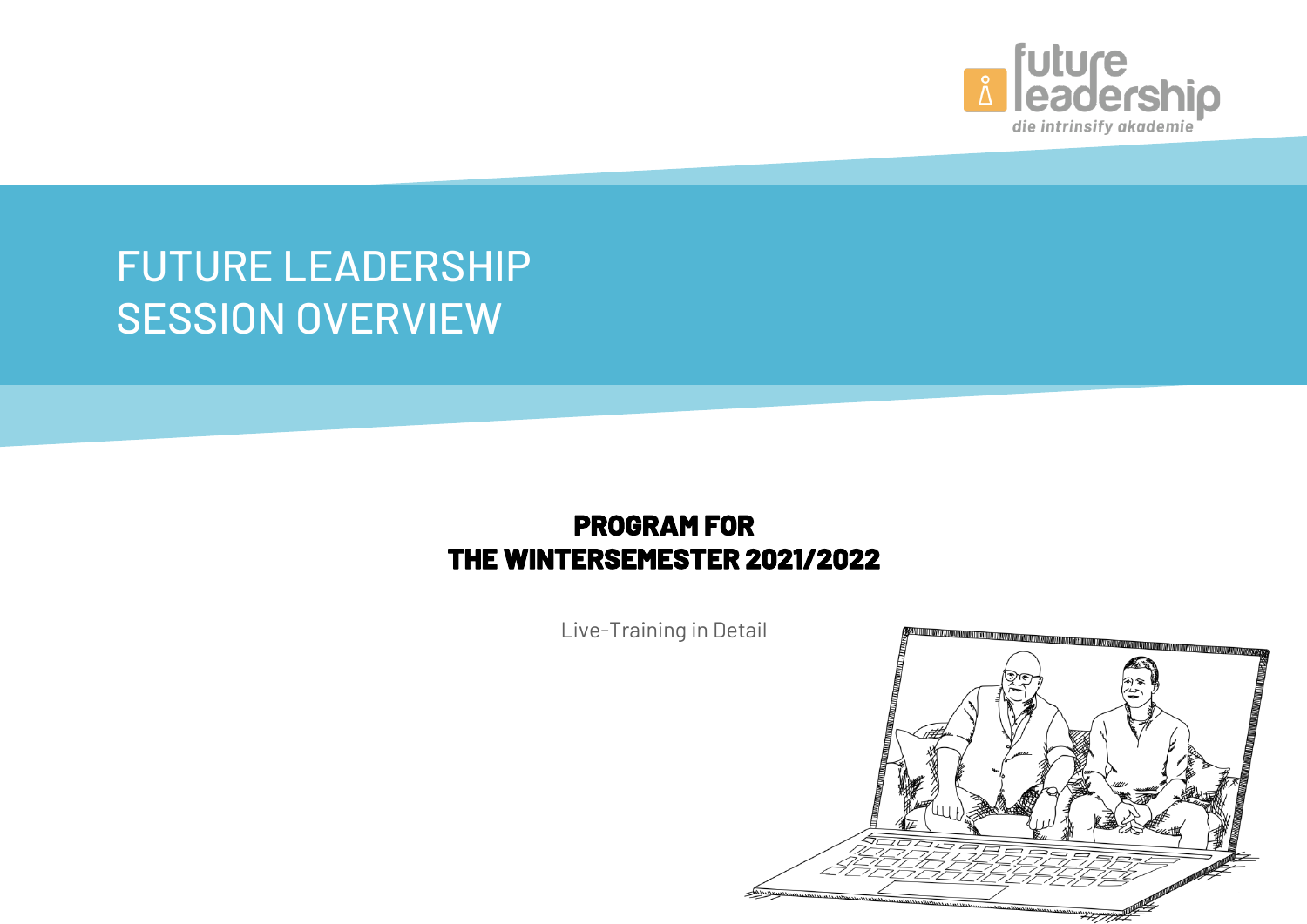future leadership
die intrinsify akademie

# FUTURE LEADERSHIP SESSION OVERVIEW

## PROGRAM FOR THE WINTERSEMESTER 2021/2022

Live-Training in Detail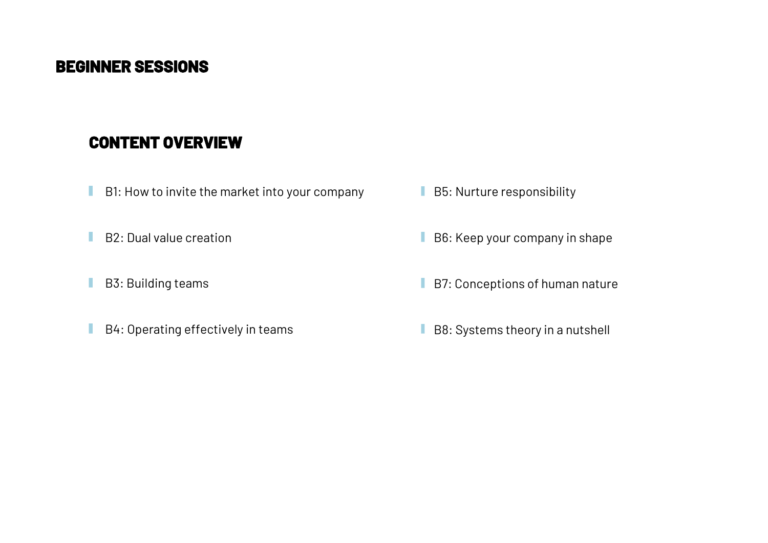# BEGINNER SESSIONS

## CONTENT OVERVIEW

- B1: How to invite the market into your company
- B2: Dual value creation
- B3: Building teams
- B4: Operating effectively in teams
- B5: Nurture responsibility
- B6: Keep your company in shape
- B7: Conceptions of human nature
- B8: Systems theory in a nutshell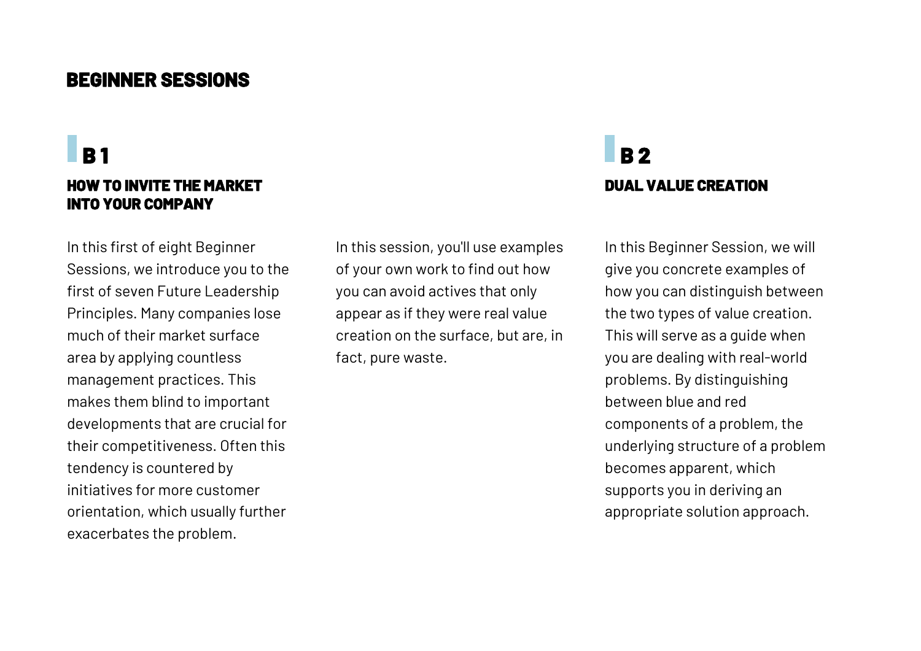# BEGINNER SESSIONS

## B 1

### HOW TO INVITE THE MARKET INTO YOUR COMPANY

In this first of eight Beginner Sessions, we introduce you to the first of seven Future Leadership Principles. Many companies lose much of their market surface area by applying countless management practices. This makes them blind to important developments that are crucial for their competitiveness. Often this tendency is countered by initiatives for more customer orientation, which usually further exacerbates the problem.

In this session, you'll use examples of your own work to find out how you can avoid actives that only appear as if they were real value creation on the surface, but are, in fact, pure waste.

## B 2

### DUAL VALUE CREATION

In this Beginner Session, we will give you concrete examples of how you can distinguish between the two types of value creation. This will serve as a guide when you are dealing with real-world problems. By distinguishing between blue and red components of a problem, the underlying structure of a problem becomes apparent, which supports you in deriving an appropriate solution approach.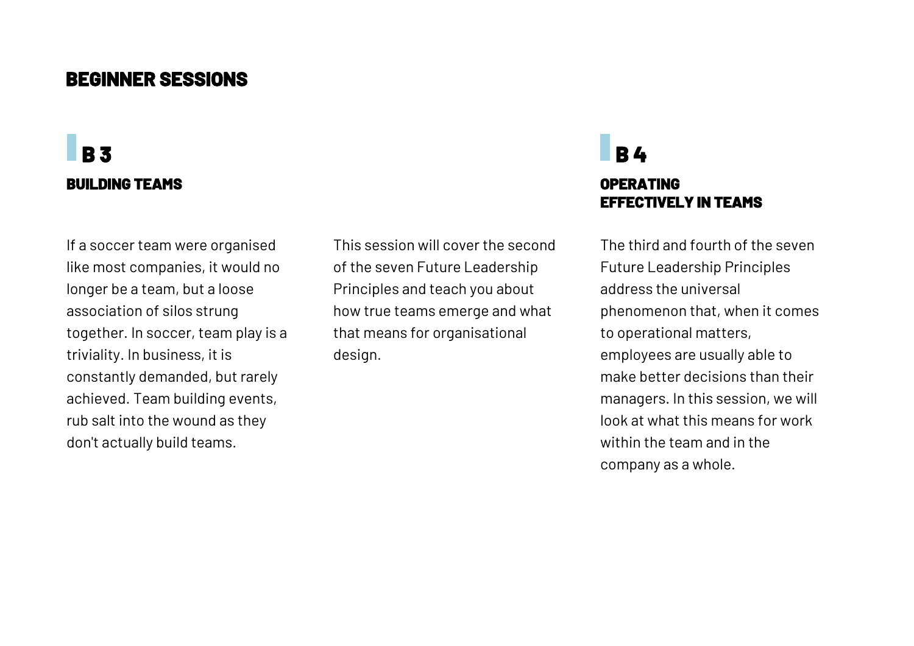# BEGINNER SESSIONS

## B 3

### BUILDING TEAMS

If a soccer team were organised like most companies, it would no longer be a team, but a loose association of silos strung together. In soccer, team play is a triviality. In business, it is constantly demanded, but rarely achieved. Team building events, rub salt into the wound as they don't actually build teams.

This session will cover the second of the seven Future Leadership Principles and teach you about how true teams emerge and what that means for organisational design.

## B 4

### OPERATING EFFECTIVELY IN TEAMS

The third and fourth of the seven Future Leadership Principles address the universal phenomenon that, when it comes to operational matters, employees are usually able to make better decisions than their managers. In this session, we will look at what this means for work within the team and in the company as a whole.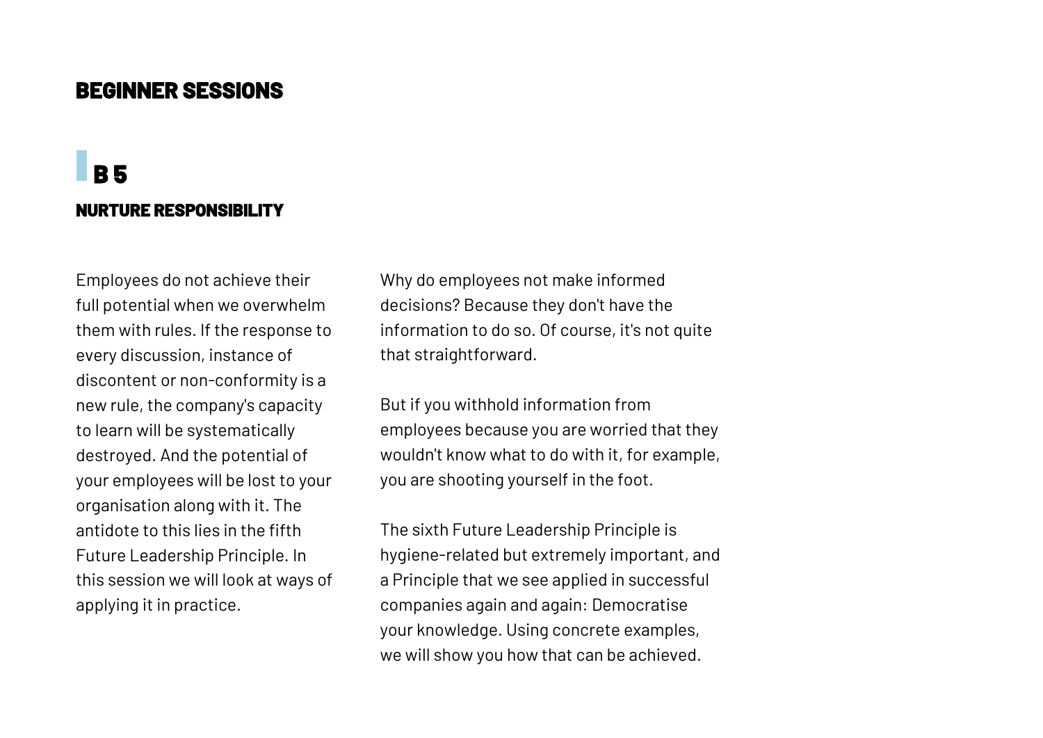# BEGINNER SESSIONS

## B 5

### NURTURE RESPONSIBILITY

Employees do not achieve their full potential when we overwhelm them with rules. If the response to every discussion, instance of discontent or non-conformity is a new rule, the company's capacity to learn will be systematically destroyed. And the potential of your employees will be lost to your organisation along with it. The antidote to this lies in the fifth Future Leadership Principle. In this session we will look at ways of applying it in practice.

Why do employees not make informed decisions? Because they don't have the information to do so. Of course, it's not quite that straightforward.

But if you withhold information from employees because you are worried that they wouldn't know what to do with it, for example, you are shooting yourself in the foot.

The sixth Future Leadership Principle is hygiene-related but extremely important, and a Principle that we see applied in successful companies again and again: Democratise your knowledge. Using concrete examples, we will show you how that can be achieved.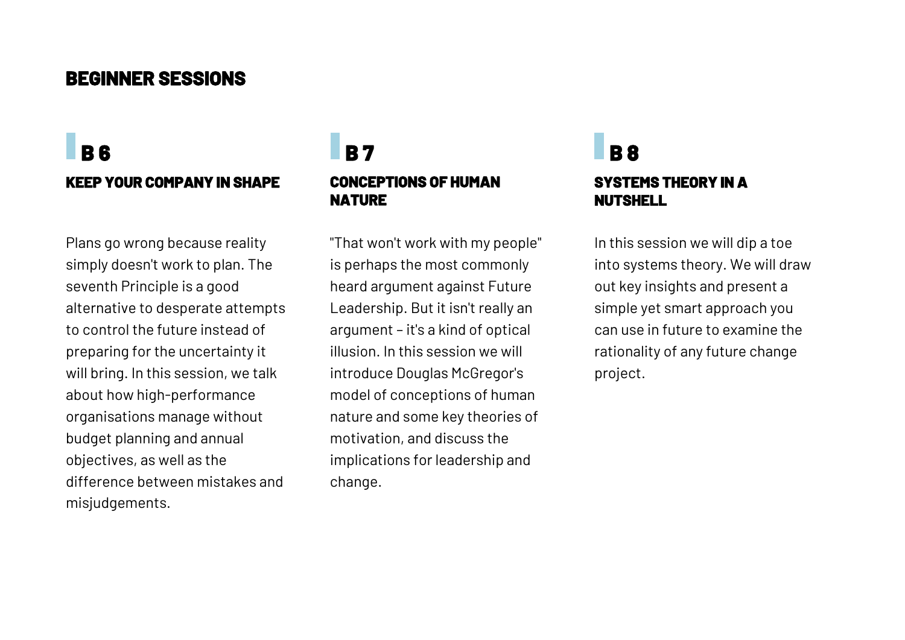## BEGINNER SESSIONS

### B 6

#### KEEP YOUR COMPANY IN SHAPE

Plans go wrong because reality simply doesn't work to plan. The seventh Principle is a good alternative to desperate attempts to control the future instead of preparing for the uncertainty it will bring. In this session, we talk about how high-performance organisations manage without budget planning and annual objectives, as well as the difference between mistakes and misjudgements.

### B 7

#### CONCEPTIONS OF HUMAN NATURE

"That won't work with my people" is perhaps the most commonly heard argument against Future Leadership. But it isn't really an argument – it's a kind of optical illusion. In this session we will introduce Douglas McGregor's model of conceptions of human nature and some key theories of motivation, and discuss the implications for leadership and change.

### B 8

#### SYSTEMS THEORY IN A NUTSHELL

In this session we will dip a toe into systems theory. We will draw out key insights and present a simple yet smart approach you can use in future to examine the rationality of any future change project.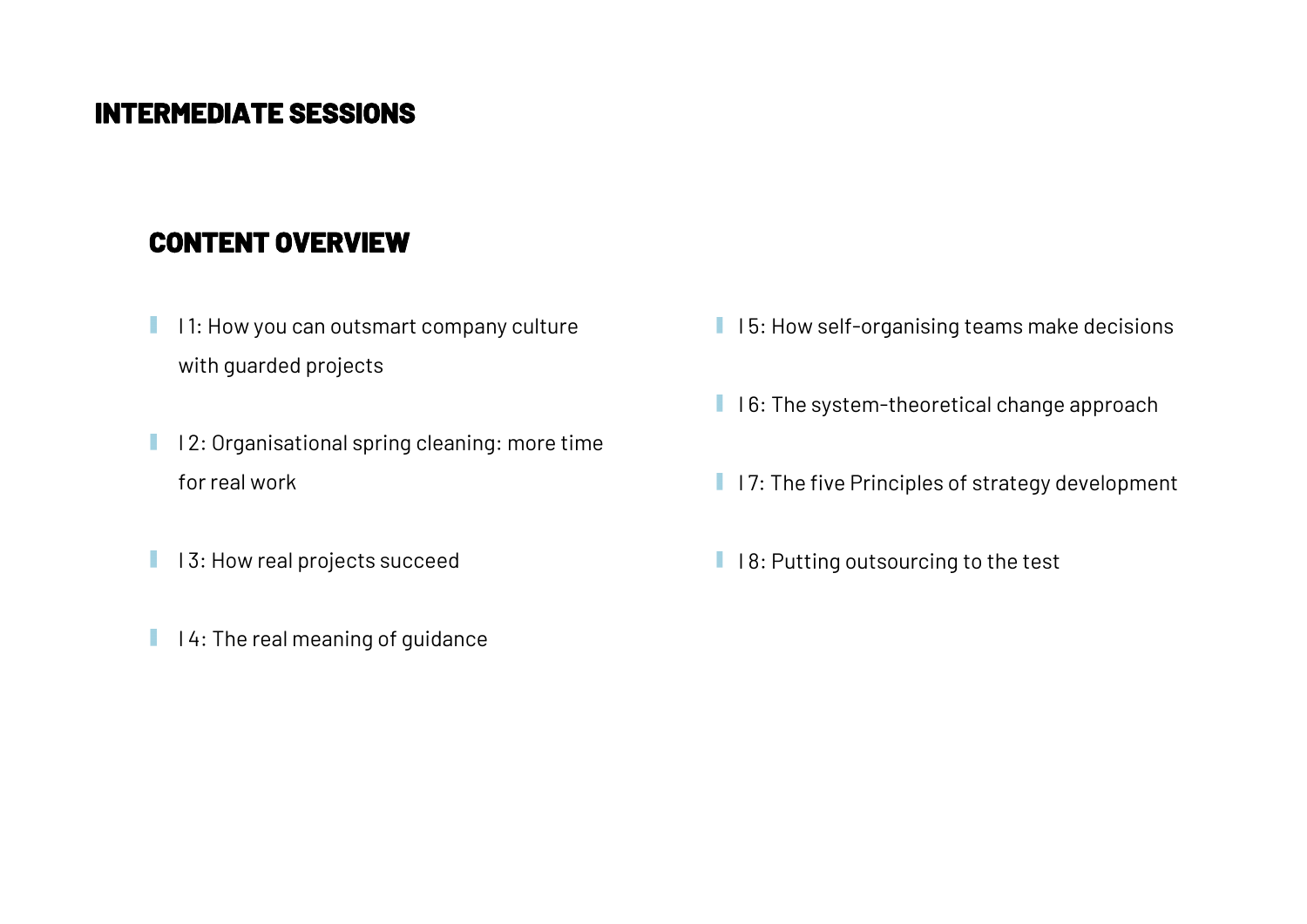# INTERMEDIATE SESSIONS

## CONTENT OVERVIEW

- I 1: How you can outsmart company culture with guarded projects
- I 2: Organisational spring cleaning: more time for real work
- I 3: How real projects succeed
- I 4: The real meaning of guidance
- I 5: How self-organising teams make decisions
- I 6: The system-theoretical change approach
- I 7: The five Principles of strategy development
- I 8: Putting outsourcing to the test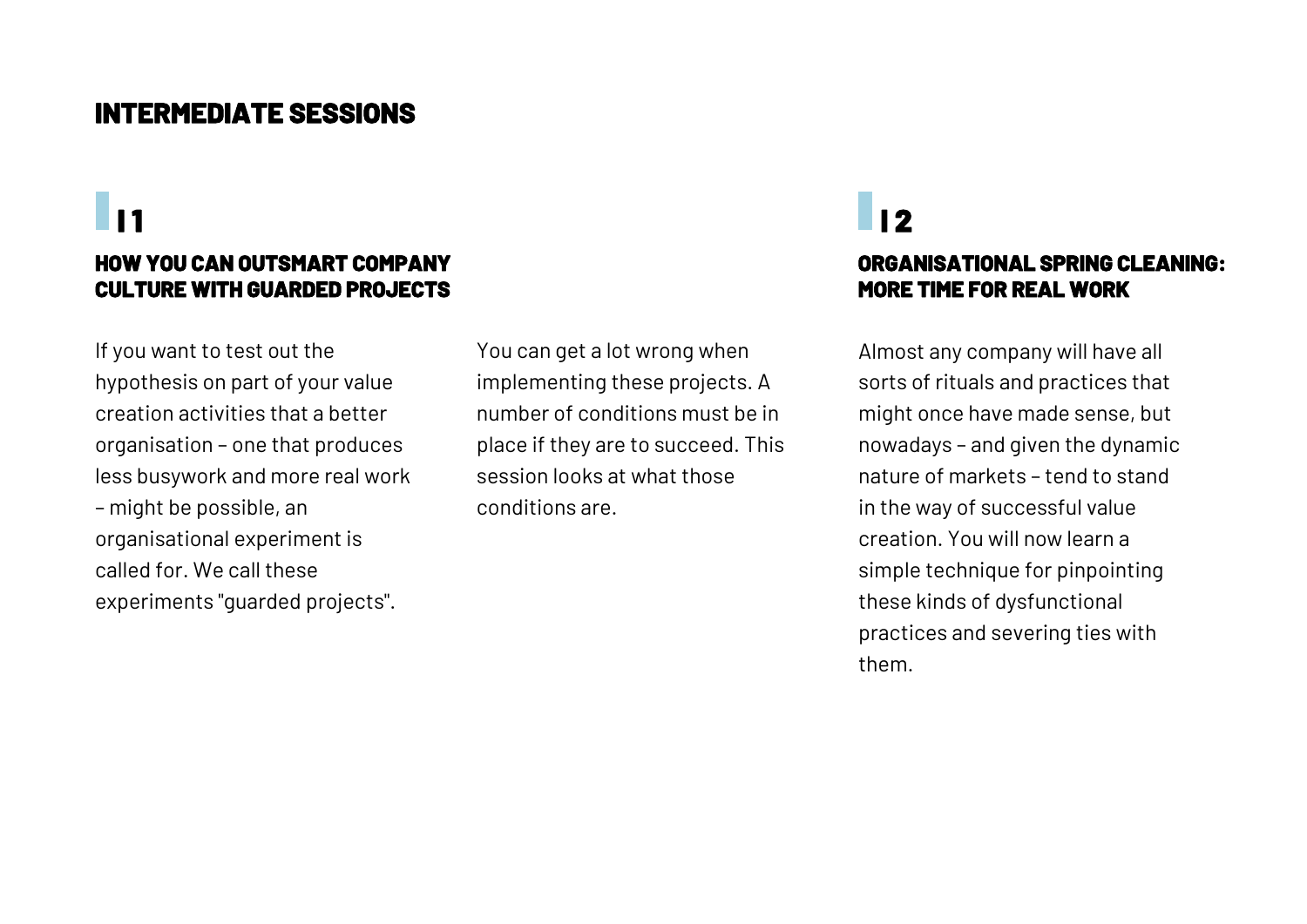# INTERMEDIATE SESSIONS

## I1

### HOW YOU CAN OUTSMART COMPANY CULTURE WITH GUARDED PROJECTS

If you want to test out the hypothesis on part of your value creation activities that a better organisation – one that produces less busywork and more real work – might be possible, an organisational experiment is called for. We call these experiments "guarded projects".

You can get a lot wrong when implementing these projects. A number of conditions must be in place if they are to succeed. This session looks at what those conditions are.

## I2

### ORGANISATIONAL SPRING CLEANING: MORE TIME FOR REAL WORK

Almost any company will have all sorts of rituals and practices that might once have made sense, but nowadays – and given the dynamic nature of markets – tend to stand in the way of successful value creation. You will now learn a simple technique for pinpointing these kinds of dysfunctional practices and severing ties with them.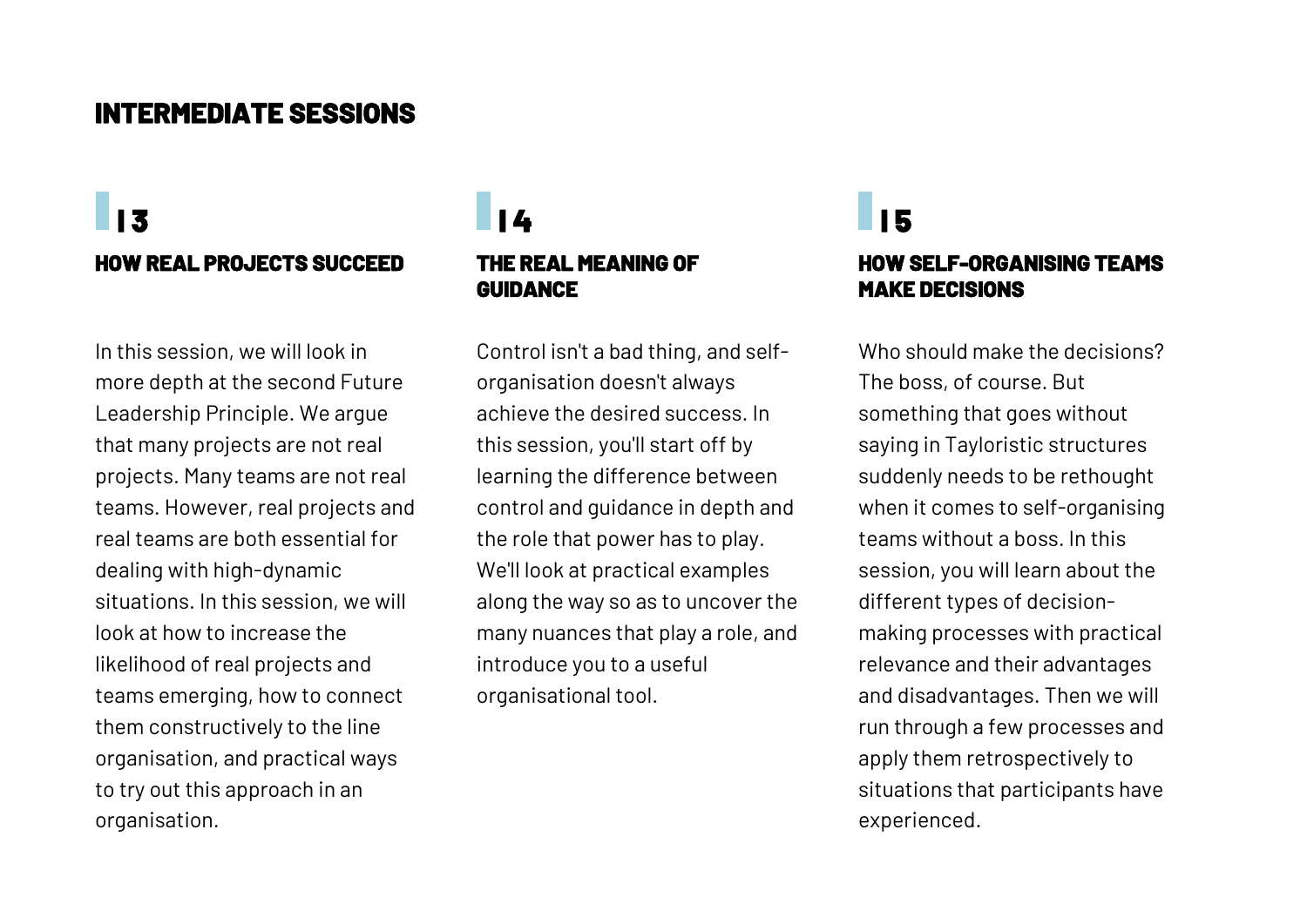## INTERMEDIATE SESSIONS

### I3

### HOW REAL PROJECTS SUCCEED

In this session, we will look in more depth at the second Future Leadership Principle. We argue that many projects are not real projects. Many teams are not real teams. However, real projects and real teams are both essential for dealing with high-dynamic situations. In this session, we will look at how to increase the likelihood of real projects and teams emerging, how to connect them constructively to the line organisation, and practical ways to try out this approach in an organisation.

### I4

### THE REAL MEANING OF GUIDANCE

Control isn't a bad thing, and self-organisation doesn't always achieve the desired success. In this session, you'll start off by learning the difference between control and guidance in depth and the role that power has to play. We'll look at practical examples along the way so as to uncover the many nuances that play a role, and introduce you to a useful organisational tool.

### I5

### HOW SELF-ORGANISING TEAMS MAKE DECISIONS

Who should make the decisions? The boss, of course. But something that goes without saying in Tayloristic structures suddenly needs to be rethought when it comes to self-organising teams without a boss. In this session, you will learn about the different types of decision-making processes with practical relevance and their advantages and disadvantages. Then we will run through a few processes and apply them retrospectively to situations that participants have experienced.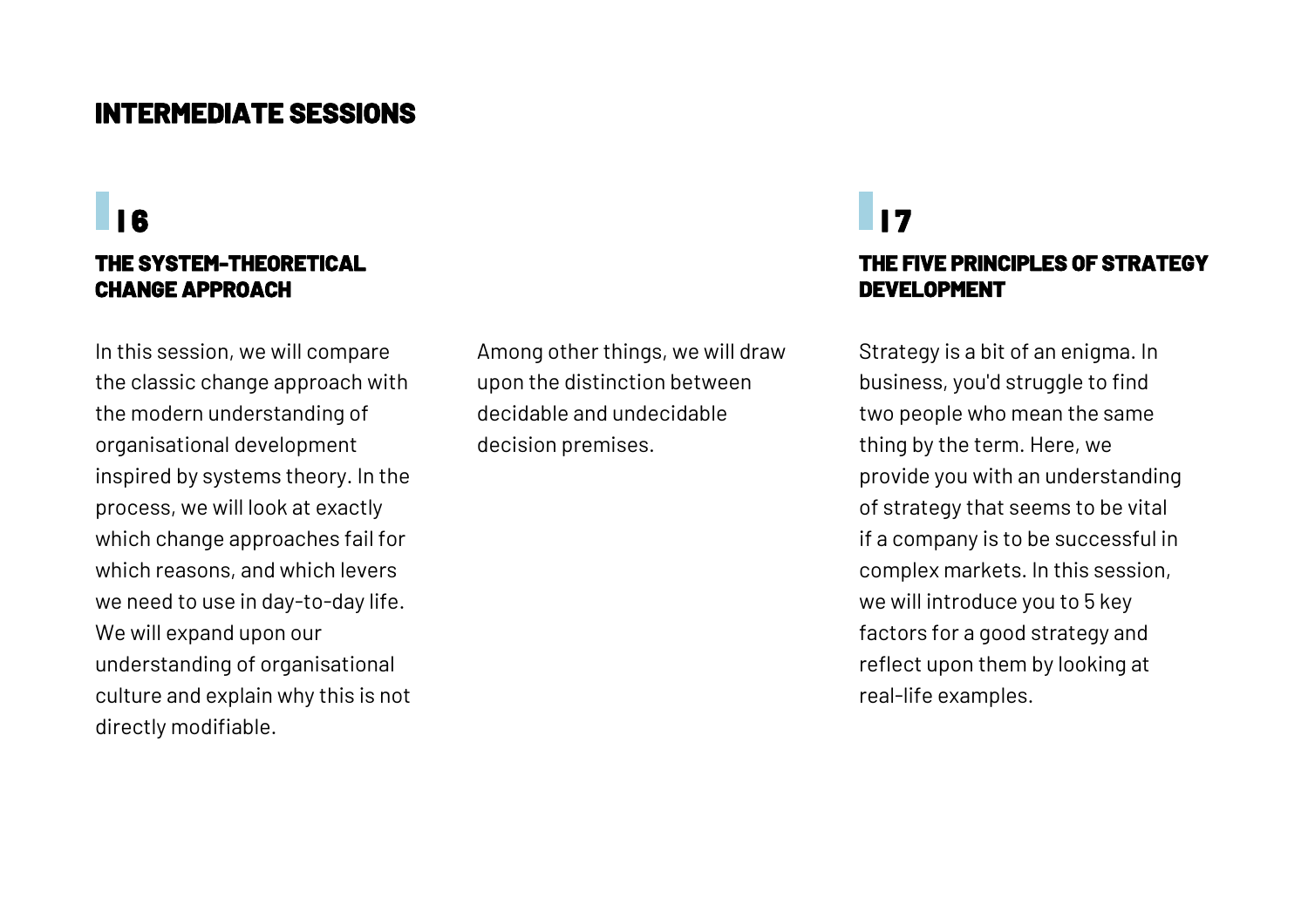# INTERMEDIATE SESSIONS

## 16

### THE SYSTEM-THEORETICAL CHANGE APPROACH

In this session, we will compare the classic change approach with the modern understanding of organisational development inspired by systems theory. In the process, we will look at exactly which change approaches fail for which reasons, and which levers we need to use in day-to-day life. We will expand upon our understanding of organisational culture and explain why this is not directly modifiable.

Among other things, we will draw upon the distinction between decidable and undecidable decision premises.

## 17

### THE FIVE PRINCIPLES OF STRATEGY DEVELOPMENT

Strategy is a bit of an enigma. In business, you'd struggle to find two people who mean the same thing by the term. Here, we provide you with an understanding of strategy that seems to be vital if a company is to be successful in complex markets. In this session, we will introduce you to 5 key factors for a good strategy and reflect upon them by looking at real-life examples.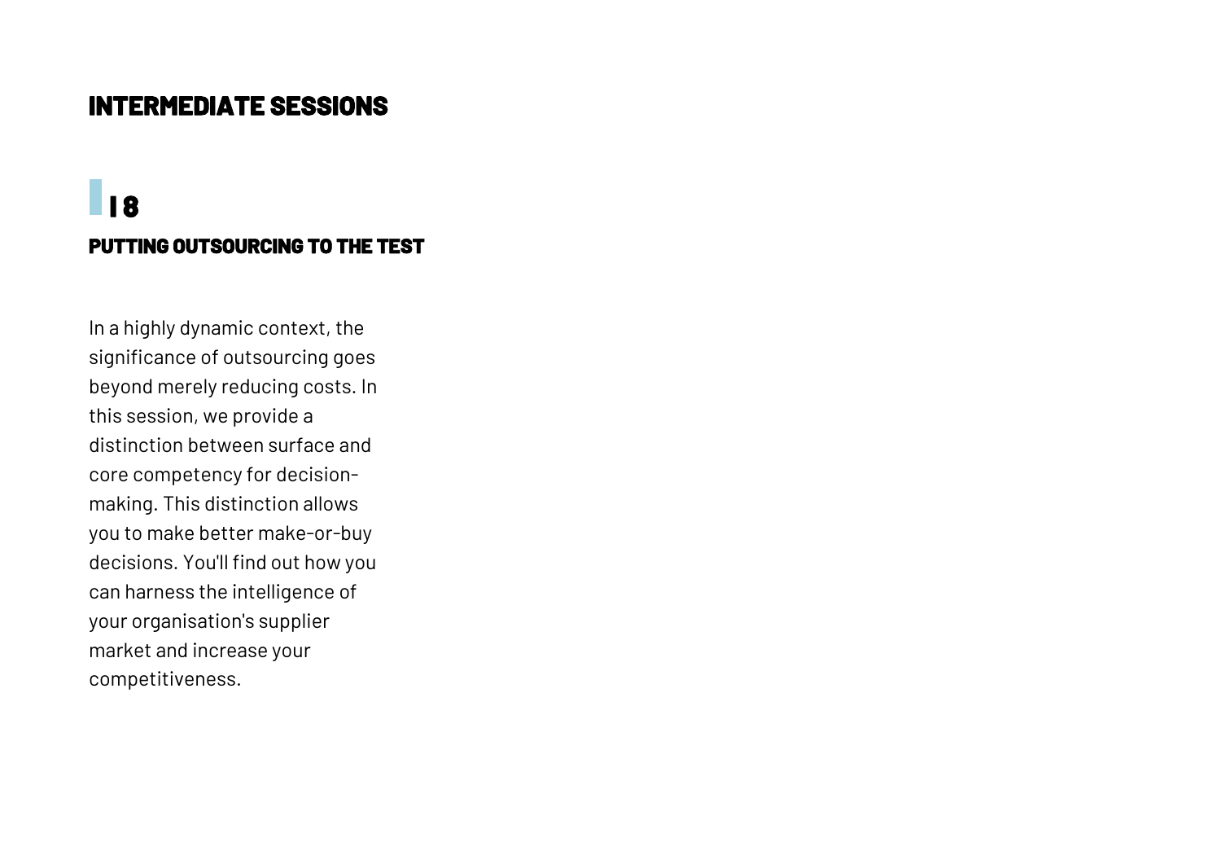# INTERMEDIATE SESSIONS

## I 8

### PUTTING OUTSOURCING TO THE TEST

In a highly dynamic context, the significance of outsourcing goes beyond merely reducing costs. In this session, we provide a distinction between surface and core competency for decision-making. This distinction allows you to make better make-or-buy decisions. You'll find out how you can harness the intelligence of your organisation's supplier market and increase your competitiveness.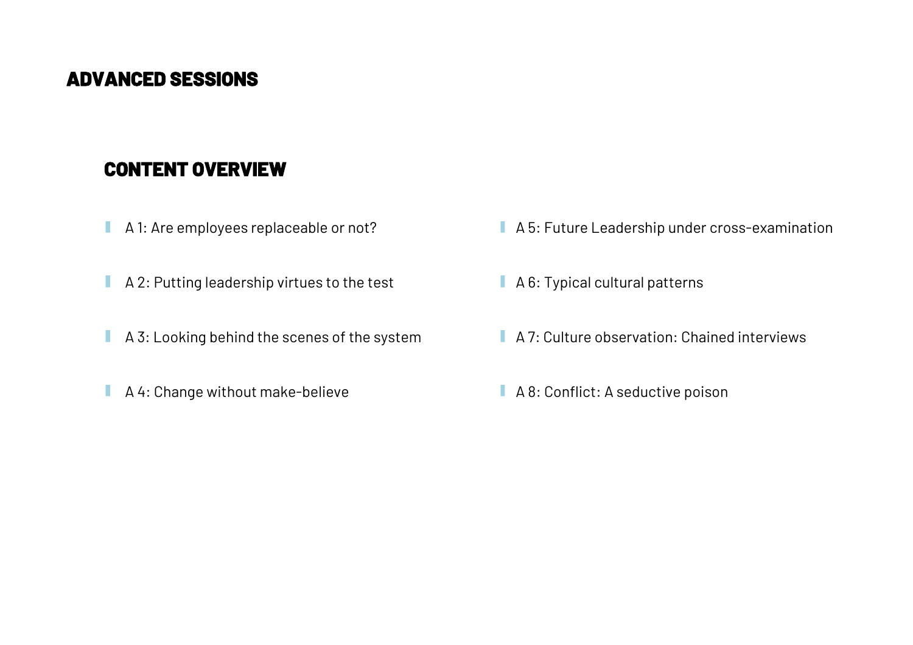# ADVANCED SESSIONS

## CONTENT OVERVIEW

- A 1: Are employees replaceable or not?
- A 2: Putting leadership virtues to the test
- A 3: Looking behind the scenes of the system
- A 4: Change without make-believe
- A 5: Future Leadership under cross-examination
- A 6: Typical cultural patterns
- A 7: Culture observation: Chained interviews
- A 8: Conflict: A seductive poison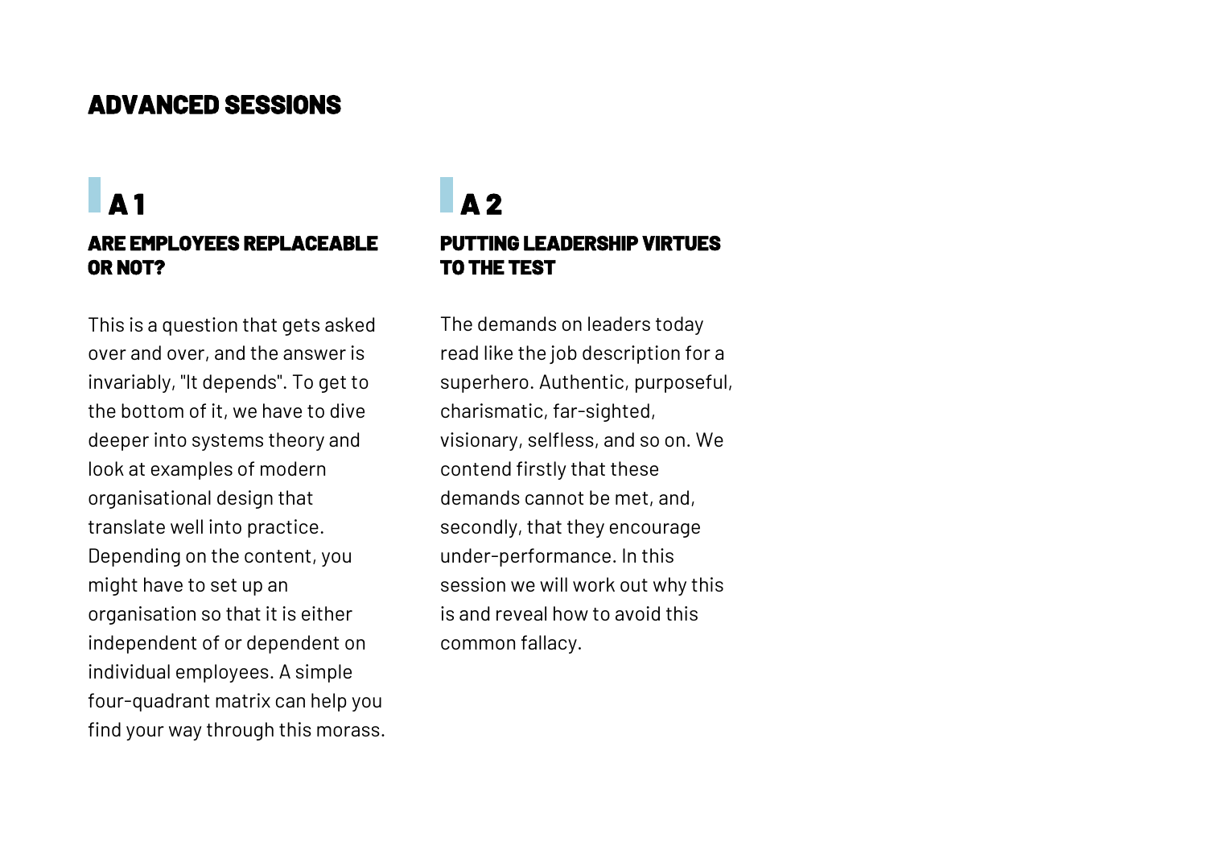# ADVANCED SESSIONS

## A 1

### ARE EMPLOYEES REPLACEABLE OR NOT?

This is a question that gets asked over and over, and the answer is invariably, "It depends". To get to the bottom of it, we have to dive deeper into systems theory and look at examples of modern organisational design that translate well into practice. Depending on the content, you might have to set up an organisation so that it is either independent of or dependent on individual employees. A simple four-quadrant matrix can help you find your way through this morass.

## A 2

### PUTTING LEADERSHIP VIRTUES TO THE TEST

The demands on leaders today read like the job description for a superhero. Authentic, purposeful, charismatic, far-sighted, visionary, selfless, and so on. We contend firstly that these demands cannot be met, and, secondly, that they encourage under-performance. In this session we will work out why this is and reveal how to avoid this common fallacy.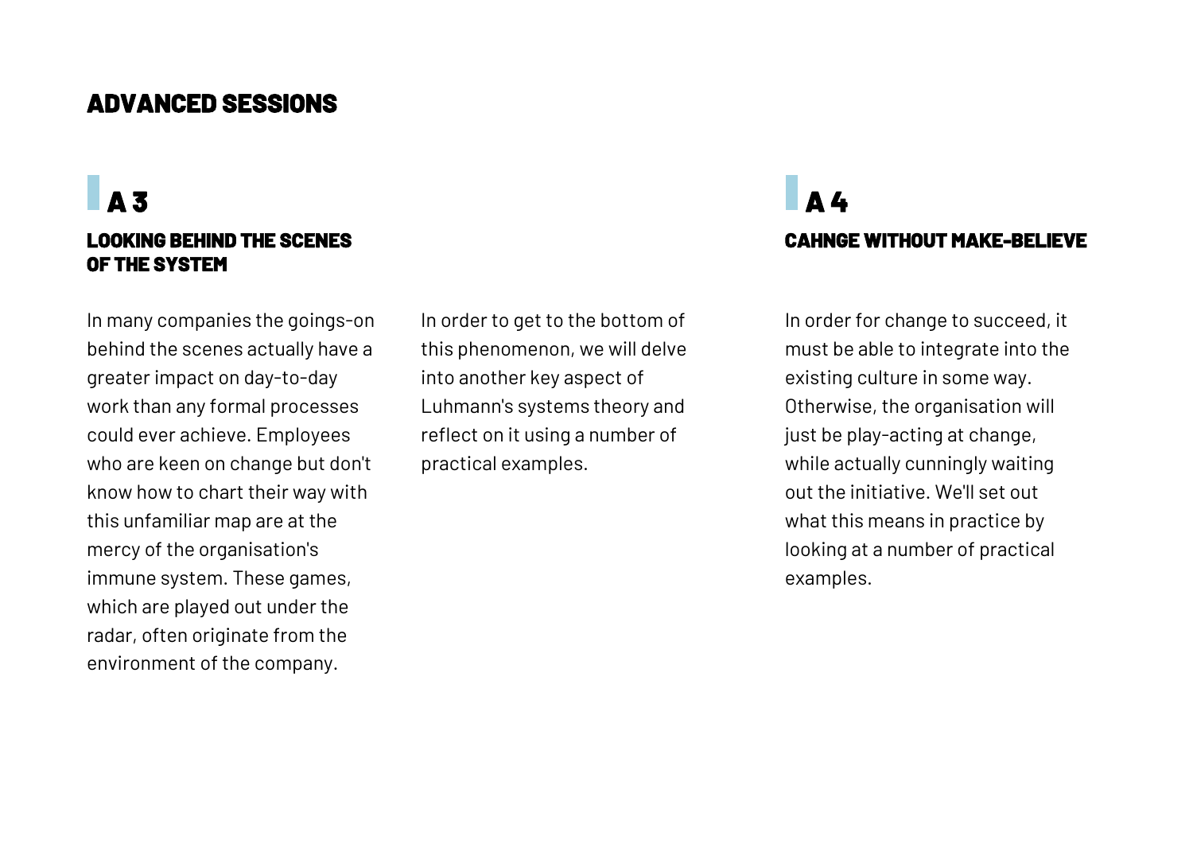# ADVANCED SESSIONS

## A 3

### LOOKING BEHIND THE SCENES OF THE SYSTEM

In many companies the goings-on behind the scenes actually have a greater impact on day-to-day work than any formal processes could ever achieve. Employees who are keen on change but don't know how to chart their way with this unfamiliar map are at the mercy of the organisation's immune system. These games, which are played out under the radar, often originate from the environment of the company.

In order to get to the bottom of this phenomenon, we will delve into another key aspect of Luhmann's systems theory and reflect on it using a number of practical examples.

## A 4

### CAHNGE WITHOUT MAKE-BELIEVE

In order for change to succeed, it must be able to integrate into the existing culture in some way. Otherwise, the organisation will just be play-acting at change, while actually cunningly waiting out the initiative. We'll set out what this means in practice by looking at a number of practical examples.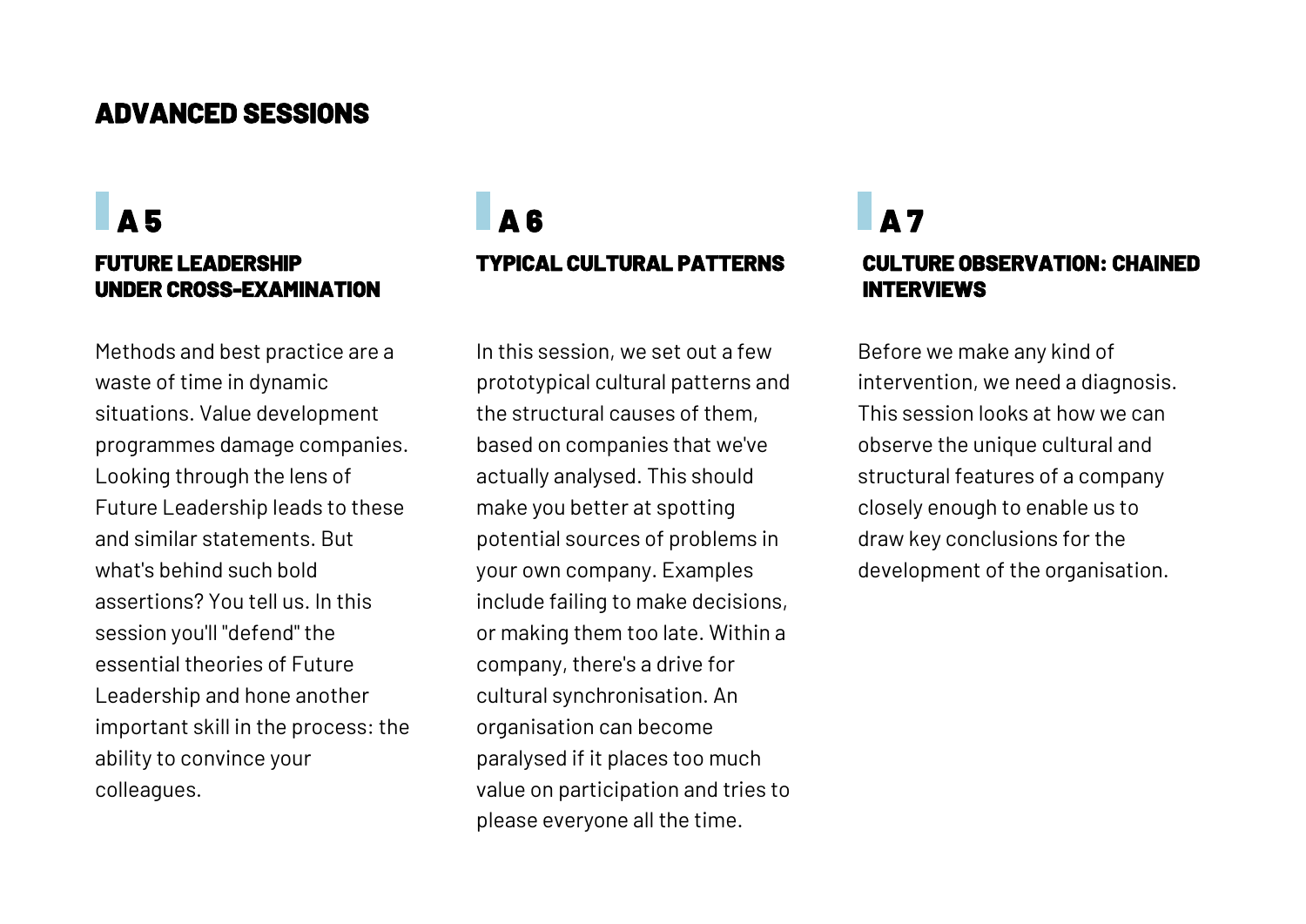# ADVANCED SESSIONS

## A 5

### FUTURE LEADERSHIP UNDER CROSS-EXAMINATION

Methods and best practice are a waste of time in dynamic situations. Value development programmes damage companies. Looking through the lens of Future Leadership leads to these and similar statements. But what's behind such bold assertions? You tell us. In this session you'll "defend" the essential theories of Future Leadership and hone another important skill in the process: the ability to convince your colleagues.

## A 6

### TYPICAL CULTURAL PATTERNS

In this session, we set out a few prototypical cultural patterns and the structural causes of them, based on companies that we've actually analysed. This should make you better at spotting potential sources of problems in your own company. Examples include failing to make decisions, or making them too late. Within a company, there's a drive for cultural synchronisation. An organisation can become paralysed if it places too much value on participation and tries to please everyone all the time.

## A 7

### CULTURE OBSERVATION: CHAINED INTERVIEWS

Before we make any kind of intervention, we need a diagnosis. This session looks at how we can observe the unique cultural and structural features of a company closely enough to enable us to draw key conclusions for the development of the organisation.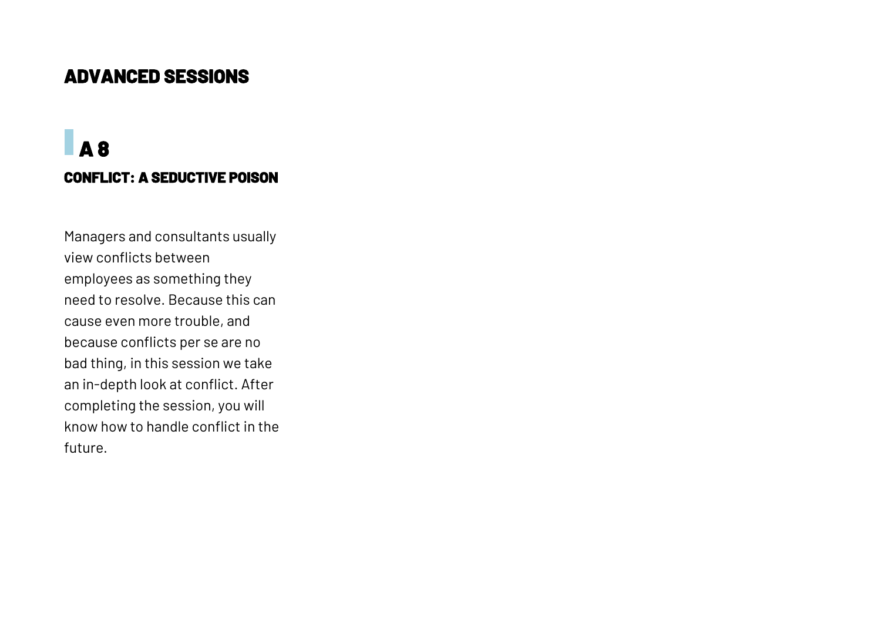# ADVANCED SESSIONS

## A 8

### CONFLICT: A SEDUCTIVE POISON

Managers and consultants usually view conflicts between employees as something they need to resolve. Because this can cause even more trouble, and because conflicts per se are no bad thing, in this session we take an in-depth look at conflict. After completing the session, you will know how to handle conflict in the future.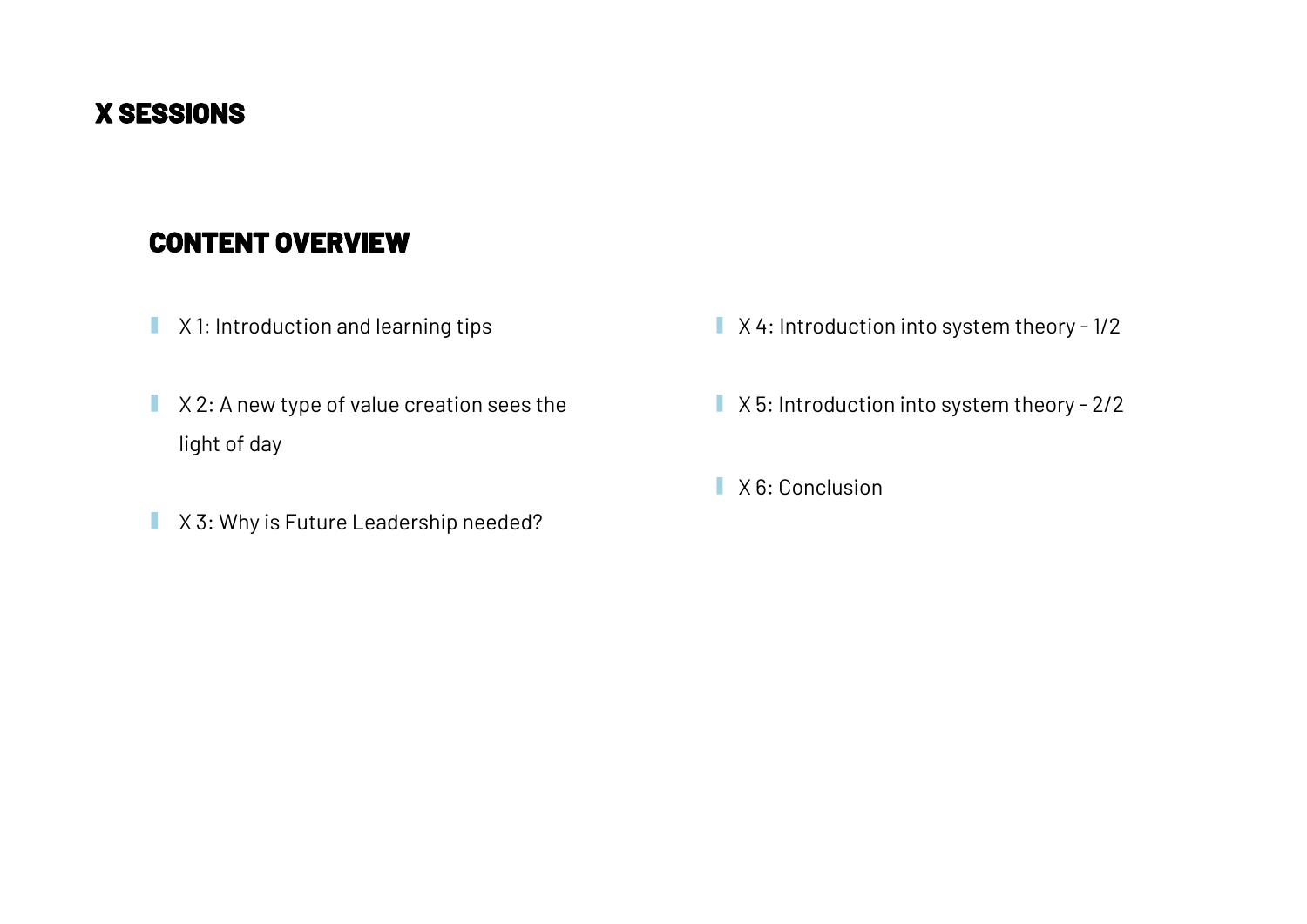# X SESSIONS

## CONTENT OVERVIEW

- X 1: Introduction and learning tips
- X 2: A new type of value creation sees the light of day
- X 3: Why is Future Leadership needed?
- X 4: Introduction into system theory - 1/2
- X 5: Introduction into system theory - 2/2
- X 6: Conclusion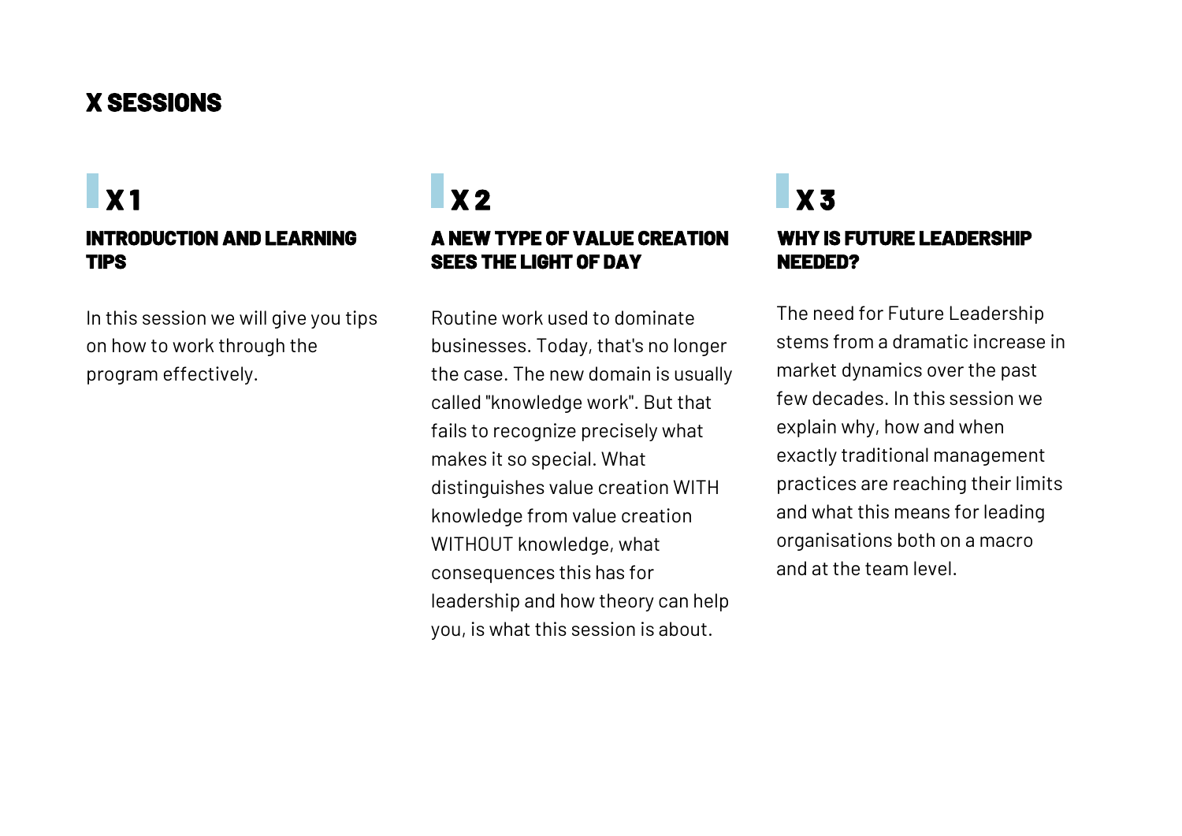# X SESSIONS

## X 1

### INTRODUCTION AND LEARNING TIPS

In this session we will give you tips on how to work through the program effectively.

## X 2

### A NEW TYPE OF VALUE CREATION SEES THE LIGHT OF DAY

Routine work used to dominate businesses. Today, that's no longer the case. The new domain is usually called "knowledge work". But that fails to recognize precisely what makes it so special. What distinguishes value creation WITH knowledge from value creation WITHOUT knowledge, what consequences this has for leadership and how theory can help you, is what this session is about.

## X 3

### WHY IS FUTURE LEADERSHIP NEEDED?

The need for Future Leadership stems from a dramatic increase in market dynamics over the past few decades. In this session we explain why, how and when exactly traditional management practices are reaching their limits and what this means for leading organisations both on a macro and at the team level.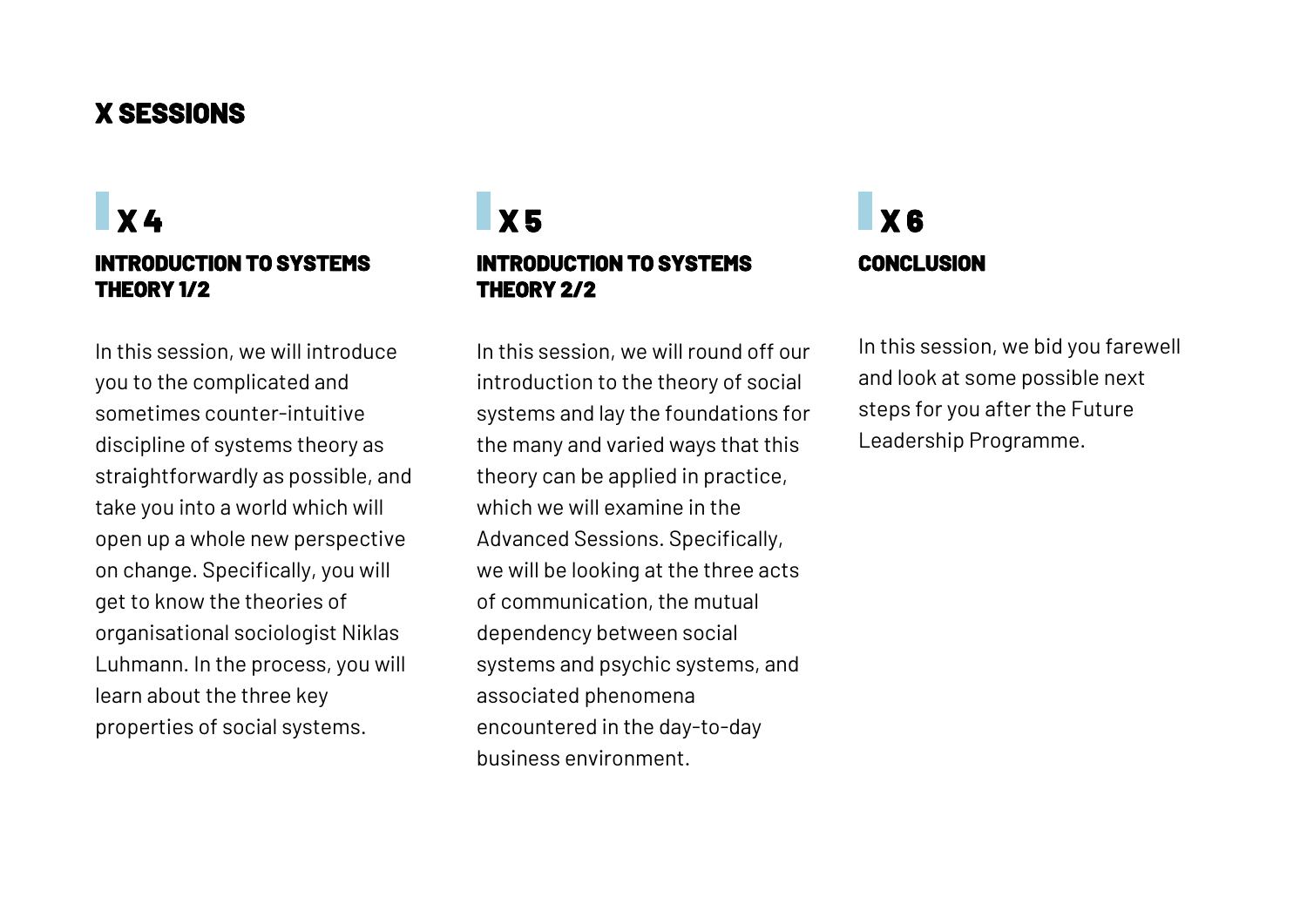## X SESSIONS

### X 4

#### INTRODUCTION TO SYSTEMS THEORY 1/2

In this session, we will introduce you to the complicated and sometimes counter-intuitive discipline of systems theory as straightforwardly as possible, and take you into a world which will open up a whole new perspective on change. Specifically, you will get to know the theories of organisational sociologist Niklas Luhmann. In the process, you will learn about the three key properties of social systems.

### X 5

#### INTRODUCTION TO SYSTEMS THEORY 2/2

In this session, we will round off our introduction to the theory of social systems and lay the foundations for the many and varied ways that this theory can be applied in practice, which we will examine in the Advanced Sessions. Specifically, we will be looking at the three acts of communication, the mutual dependency between social systems and psychic systems, and associated phenomena encountered in the day-to-day business environment.

### X 6

#### CONCLUSION

In this session, we bid you farewell and look at some possible next steps for you after the Future Leadership Programme.